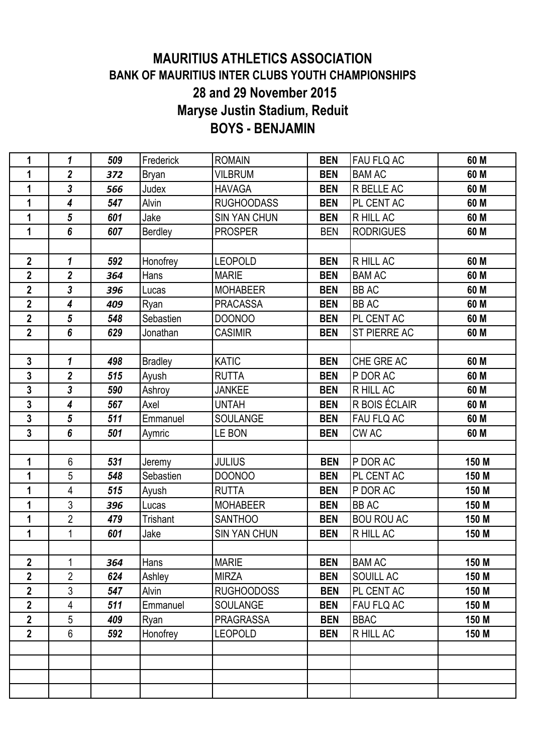# MAURITIUS ATHLETICS ASSOCIATION

## BANK OF MAURITIUS INTER CLUBS YOUTH CHAMPIONSHIPS

## 28 and 29 November 2015

## Maryse Justin Stadium, Reduit

## BOYS - BENJAMIN

| | | | | | | | |
|---|---|---|---|---|---|---|---|
| **1** | ***1*** | ***509*** | Frederick | ROMAIN | **BEN** | FAU FLQ AC | **60 M** |
| **1** | ***2*** | ***372*** | Bryan | VILBRUM | **BEN** | BAM AC | **60 M** |
| **1** | ***3*** | ***566*** | Judex | HAVAGA | **BEN** | R BELLE AC | **60 M** |
| **1** | ***4*** | ***547*** | Alvin | RUGHOODASS | **BEN** | PL CENT AC | **60 M** |
| **1** | ***5*** | ***601*** | Jake | SIN YAN CHUN | **BEN** | R HILL AC | **60 M** |
| **1** | ***6*** | ***607*** | Berdley | PROSPER | BEN | RODRIGUES | **60 M** |
| | | | | | | | |
| **2** | ***1*** | ***592*** | Honofrey | LEOPOLD | **BEN** | R HILL AC | **60 M** |
| **2** | ***2*** | ***364*** | Hans | MARIE | **BEN** | BAM AC | **60 M** |
| **2** | ***3*** | ***396*** | Lucas | MOHABEER | **BEN** | BB AC | **60 M** |
| **2** | ***4*** | ***409*** | Ryan | PRACASSA | **BEN** | BB AC | **60 M** |
| **2** | ***5*** | ***548*** | Sebastien | DOONOO | **BEN** | PL CENT AC | **60 M** |
| **2** | ***6*** | ***629*** | Jonathan | CASIMIR | **BEN** | ST PIERRE AC | **60 M** |
| | | | | | | | |
| **3** | ***1*** | ***498*** | Bradley | KATIC | **BEN** | CHE GRE AC | **60 M** |
| **3** | ***2*** | ***515*** | Ayush | RUTTA | **BEN** | P DOR AC | **60 M** |
| **3** | ***3*** | ***590*** | Ashroy | JANKEE | **BEN** | R HILL AC | **60 M** |
| **3** | ***4*** | ***567*** | Axel | UNTAH | **BEN** | R BOIS ÉCLAIR | **60 M** |
| **3** | ***5*** | ***511*** | Emmanuel | SOULANGE | **BEN** | FAU FLQ AC | **60 M** |
| **3** | ***6*** | ***501*** | Aymric | LE BON | **BEN** | CW AC | **60 M** |
| | | | | | | | |
| **1** | 6 | ***531*** | Jeremy | JULIUS | **BEN** | P DOR AC | **150 M** |
| **1** | 5 | ***548*** | Sebastien | DOONOO | **BEN** | PL CENT AC | **150 M** |
| **1** | 4 | ***515*** | Ayush | RUTTA | **BEN** | P DOR AC | **150 M** |
| **1** | 3 | ***396*** | Lucas | MOHABEER | **BEN** | BB AC | **150 M** |
| **1** | 2 | ***479*** | Trishant | SANTHOO | **BEN** | BOU ROU AC | **150 M** |
| **1** | 1 | ***601*** | Jake | SIN YAN CHUN | **BEN** | R HILL AC | **150 M** |
| | | | | | | | |
| **2** | 1 | ***364*** | Hans | MARIE | **BEN** | BAM AC | **150 M** |
| **2** | 2 | ***624*** | Ashley | MIRZA | **BEN** | SOUILL AC | **150 M** |
| **2** | 3 | ***547*** | Alvin | RUGHOODOSS | **BEN** | PL CENT AC | **150 M** |
| **2** | 4 | ***511*** | Emmanuel | SOULANGE | **BEN** | FAU FLQ AC | **150 M** |
| **2** | 5 | ***409*** | Ryan | PRAGRASSA | **BEN** | BBAC | **150 M** |
| **2** | 6 | ***592*** | Honofrey | LEOPOLD | **BEN** | R HILL AC | **150 M** |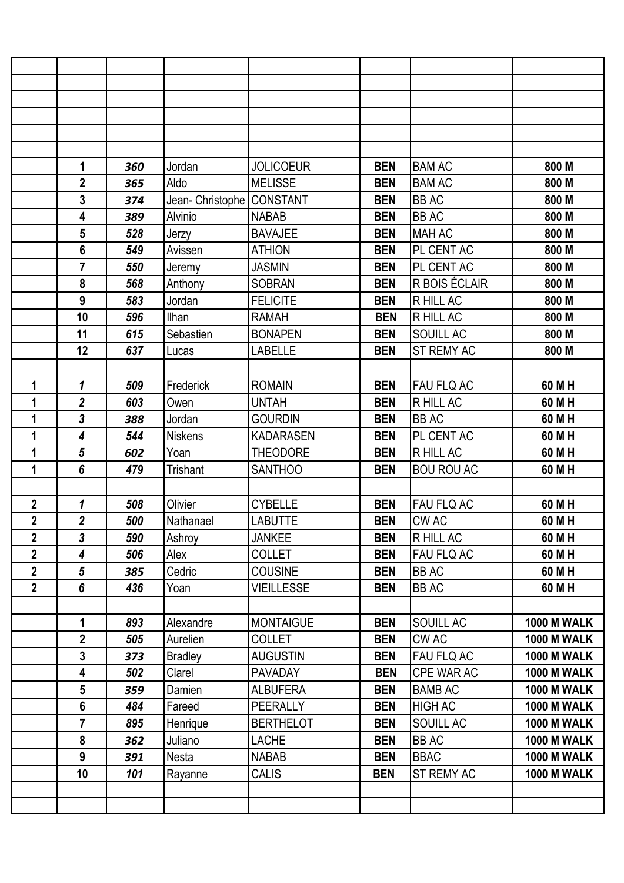| | | | | | | | |
|---|---|---|---|---|---|---|---|
| | | | | | | | |
| | | | | | | | |
| | | | | | | | |
| | | | | | | | |
| | | | | | | | |
| | 1 | *360* | Jordan | JOLICOEUR | **BEN** | BAM AC | **800 M** |
| | 2 | *365* | Aldo | MELISSE | **BEN** | BAM AC | **800 M** |
| | 3 | *374* | Jean- Christophe | CONSTANT | **BEN** | BB AC | **800 M** |
| | 4 | *389* | Alvinio | NABAB | **BEN** | BB AC | **800 M** |
| | 5 | *528* | Jerzy | BAVAJEE | **BEN** | MAH AC | **800 M** |
| | 6 | *549* | Avissen | ATHION | **BEN** | PL CENT AC | **800 M** |
| | 7 | *550* | Jeremy | JASMIN | **BEN** | PL CENT AC | **800 M** |
| | 8 | *568* | Anthony | SOBRAN | **BEN** | R BOIS ÉCLAIR | **800 M** |
| | 9 | *583* | Jordan | FELICITE | **BEN** | R HILL AC | **800 M** |
| | 10 | *596* | Ilhan | RAMAH | **BEN** | R HILL AC | **800 M** |
| | 11 | *615* | Sebastien | BONAPEN | **BEN** | SOUILL AC | **800 M** |
| | 12 | *637* | Lucas | LABELLE | **BEN** | ST REMY AC | **800 M** |
| | | | | | | | |
| 1 | *1* | *509* | Frederick | ROMAIN | **BEN** | FAU FLQ AC | **60 M H** |
| 1 | *2* | *603* | Owen | UNTAH | **BEN** | R HILL AC | **60 M H** |
| 1 | *3* | *388* | Jordan | GOURDIN | **BEN** | BB AC | **60 M H** |
| 1 | *4* | *544* | Niskens | KADARASEN | **BEN** | PL CENT AC | **60 M H** |
| 1 | *5* | *602* | Yoan | THEODORE | **BEN** | R HILL AC | **60 M H** |
| 1 | *6* | *479* | Trishant | SANTHOO | **BEN** | BOU ROU AC | **60 M H** |
| | | | | | | | |
| 2 | *1* | *508* | Olivier | CYBELLE | **BEN** | FAU FLQ AC | **60 M H** |
| 2 | *2* | *500* | Nathanael | LABUTTE | **BEN** | CW AC | **60 M H** |
| 2 | *3* | *590* | Ashroy | JANKEE | **BEN** | R HILL AC | **60 M H** |
| 2 | *4* | *506* | Alex | COLLET | **BEN** | FAU FLQ AC | **60 M H** |
| 2 | *5* | *385* | Cedric | COUSINE | **BEN** | BB AC | **60 M H** |
| 2 | *6* | *436* | Yoan | VIEILLESSE | **BEN** | BB AC | **60 M H** |
| | | | | | | | |
| | 1 | *893* | Alexandre | MONTAIGUE | **BEN** | SOUILL AC | **1000 M WALK** |
| | 2 | *505* | Aurelien | COLLET | **BEN** | CW AC | **1000 M WALK** |
| | 3 | *373* | Bradley | AUGUSTIN | **BEN** | FAU FLQ AC | **1000 M WALK** |
| | 4 | *502* | Clarel | PAVADAY | **BEN** | CPE WAR AC | **1000 M WALK** |
| | 5 | *359* | Damien | ALBUFERA | **BEN** | BAMB AC | **1000 M WALK** |
| | 6 | *484* | Fareed | PEERALLY | **BEN** | HIGH AC | **1000 M WALK** |
| | 7 | *895* | Henrique | BERTHELOT | **BEN** | SOUILL AC | **1000 M WALK** |
| | 8 | *362* | Juliano | LACHE | **BEN** | BB AC | **1000 M WALK** |
| | 9 | *391* | Nesta | NABAB | **BEN** | BBAC | **1000 M WALK** |
| | 10 | *101* | Rayanne | CALIS | **BEN** | ST REMY AC | **1000 M WALK** |
| | | | | | | | |
| | | | | | | | |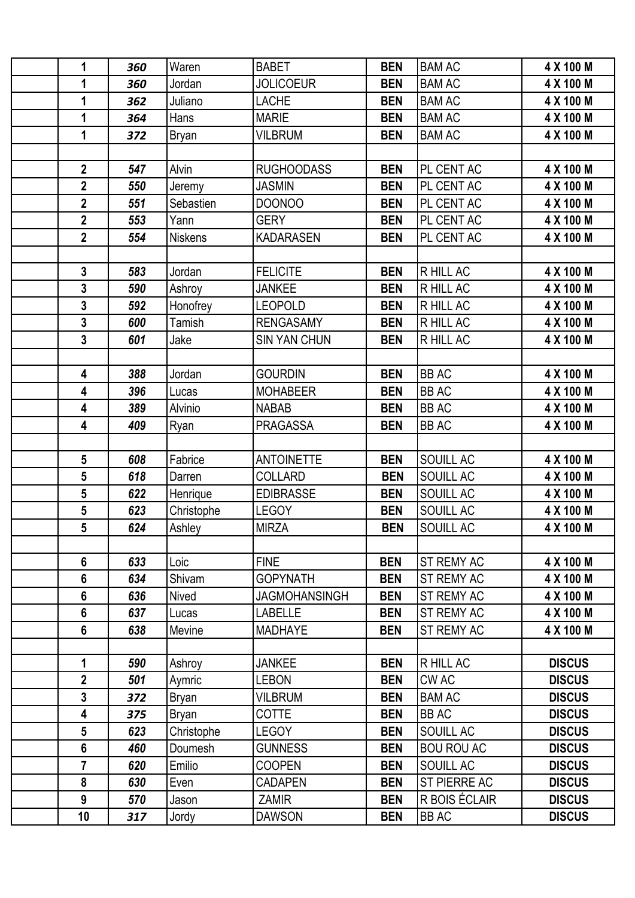| | | | | | | | |
|---|---|---|---|---|---|---|---|
| | **1** | ***360*** | Waren | BABET | **BEN** | BAM AC | **4 X 100 M** |
| | **1** | ***360*** | Jordan | JOLICOEUR | **BEN** | BAM AC | **4 X 100 M** |
| | **1** | ***362*** | Juliano | LACHE | **BEN** | BAM AC | **4 X 100 M** |
| | **1** | ***364*** | Hans | MARIE | **BEN** | BAM AC | **4 X 100 M** |
| | **1** | ***372*** | Bryan | VILBRUM | **BEN** | BAM AC | **4 X 100 M** |
| | | | | | | | |
| | **2** | ***547*** | Alvin | RUGHOODASS | **BEN** | PL CENT AC | **4 X 100 M** |
| | **2** | ***550*** | Jeremy | JASMIN | **BEN** | PL CENT AC | **4 X 100 M** |
| | **2** | ***551*** | Sebastien | DOONOO | **BEN** | PL CENT AC | **4 X 100 M** |
| | **2** | ***553*** | Yann | GERY | **BEN** | PL CENT AC | **4 X 100 M** |
| | **2** | ***554*** | Niskens | KADARASEN | **BEN** | PL CENT AC | **4 X 100 M** |
| | | | | | | | |
| | **3** | ***583*** | Jordan | FELICITE | **BEN** | R HILL AC | **4 X 100 M** |
| | **3** | ***590*** | Ashroy | JANKEE | **BEN** | R HILL AC | **4 X 100 M** |
| | **3** | ***592*** | Honofrey | LEOPOLD | **BEN** | R HILL AC | **4 X 100 M** |
| | **3** | ***600*** | Tamish | RENGASAMY | **BEN** | R HILL AC | **4 X 100 M** |
| | **3** | ***601*** | Jake | SIN YAN CHUN | **BEN** | R HILL AC | **4 X 100 M** |
| | | | | | | | |
| | **4** | ***388*** | Jordan | GOURDIN | **BEN** | BB AC | **4 X 100 M** |
| | **4** | ***396*** | Lucas | MOHABEER | **BEN** | BB AC | **4 X 100 M** |
| | **4** | ***389*** | Alvinio | NABAB | **BEN** | BB AC | **4 X 100 M** |
| | **4** | ***409*** | Ryan | PRAGASSA | **BEN** | BB AC | **4 X 100 M** |
| | | | | | | | |
| | **5** | ***608*** | Fabrice | ANTOINETTE | **BEN** | SOUILL AC | **4 X 100 M** |
| | **5** | ***618*** | Darren | COLLARD | **BEN** | SOUILL AC | **4 X 100 M** |
| | **5** | ***622*** | Henrique | EDIBRASSE | **BEN** | SOUILL AC | **4 X 100 M** |
| | **5** | ***623*** | Christophe | LEGOY | **BEN** | SOUILL AC | **4 X 100 M** |
| | **5** | ***624*** | Ashley | MIRZA | **BEN** | SOUILL AC | **4 X 100 M** |
| | | | | | | | |
| | **6** | ***633*** | Loic | FINE | **BEN** | ST REMY AC | **4 X 100 M** |
| | **6** | ***634*** | Shivam | GOPYNATH | **BEN** | ST REMY AC | **4 X 100 M** |
| | **6** | ***636*** | Nived | JAGMOHANSINGH | **BEN** | ST REMY AC | **4 X 100 M** |
| | **6** | ***637*** | Lucas | LABELLE | **BEN** | ST REMY AC | **4 X 100 M** |
| | **6** | ***638*** | Mevine | MADHAYE | **BEN** | ST REMY AC | **4 X 100 M** |
| | | | | | | | |
| | **1** | ***590*** | Ashroy | JANKEE | **BEN** | R HILL AC | **DISCUS** |
| | **2** | ***501*** | Aymric | LEBON | **BEN** | CW AC | **DISCUS** |
| | **3** | ***372*** | Bryan | VILBRUM | **BEN** | BAM AC | **DISCUS** |
| | **4** | ***375*** | Bryan | COTTE | **BEN** | BB AC | **DISCUS** |
| | **5** | ***623*** | Christophe | LEGOY | **BEN** | SOUILL AC | **DISCUS** |
| | **6** | ***460*** | Doumesh | GUNNESS | **BEN** | BOU ROU AC | **DISCUS** |
| | **7** | ***620*** | Emilio | COOPEN | **BEN** | SOUILL AC | **DISCUS** |
| | **8** | ***630*** | Even | CADAPEN | **BEN** | ST PIERRE AC | **DISCUS** |
| | **9** | ***570*** | Jason | ZAMIR | **BEN** | R BOIS ÉCLAIR | **DISCUS** |
| | **10** | ***317*** | Jordy | DAWSON | **BEN** | BB AC | **DISCUS** |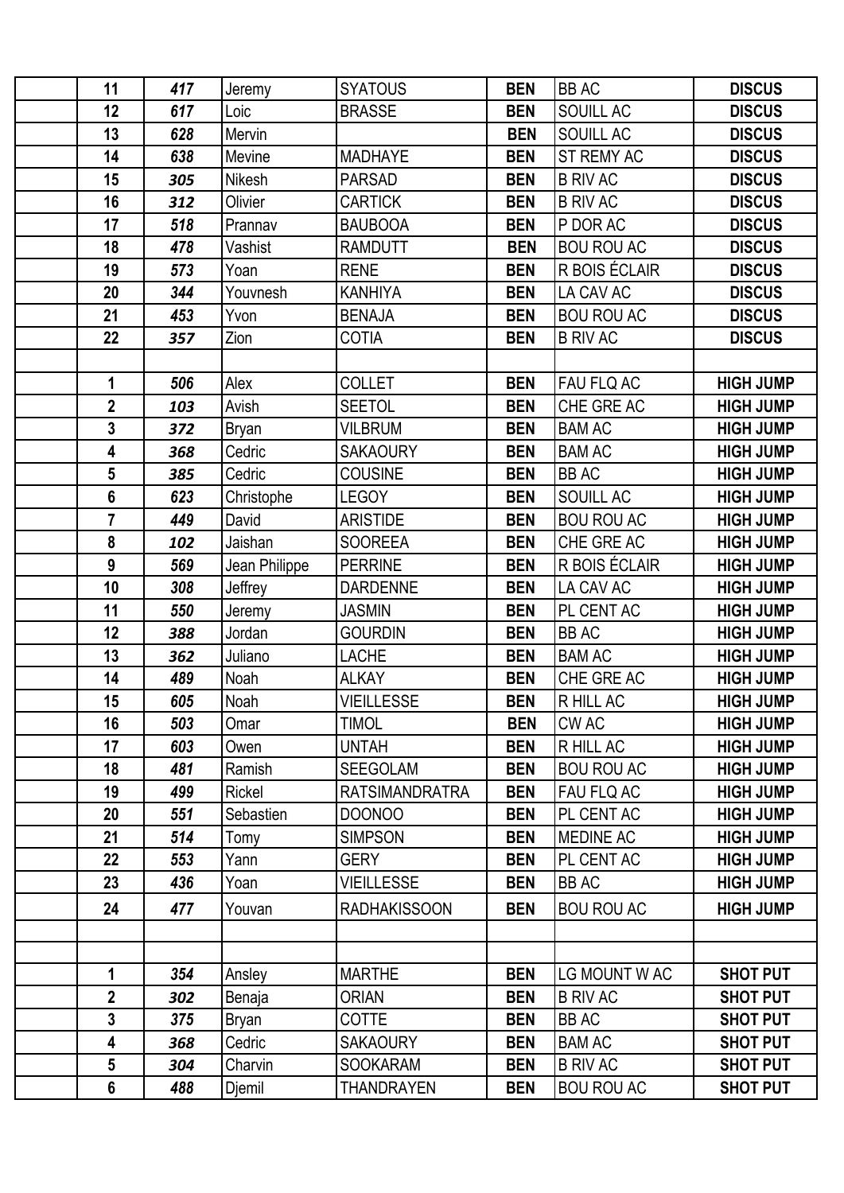| | | | | | | | |
|---|---|---|---|---|---|---|---|
| | 11 | 417 | Jeremy | SYATOUS | BEN | BB AC | DISCUS |
| | 12 | 617 | Loic | BRASSE | BEN | SOUILL AC | DISCUS |
| | 13 | 628 | Mervin | | BEN | SOUILL AC | DISCUS |
| | 14 | 638 | Mevine | MADHAYE | BEN | ST REMY AC | DISCUS |
| | 15 | 305 | Nikesh | PARSAD | BEN | B RIV AC | DISCUS |
| | 16 | 312 | Olivier | CARTICK | BEN | B RIV AC | DISCUS |
| | 17 | 518 | Prannav | BAUBOOA | BEN | P DOR AC | DISCUS |
| | 18 | 478 | Vashist | RAMDUTT | BEN | BOU ROU AC | DISCUS |
| | 19 | 573 | Yoan | RENE | BEN | R BOIS ÉCLAIR | DISCUS |
| | 20 | 344 | Youvnesh | KANHIYA | BEN | LA CAV AC | DISCUS |
| | 21 | 453 | Yvon | BENAJA | BEN | BOU ROU AC | DISCUS |
| | 22 | 357 | Zion | COTIA | BEN | B RIV AC | DISCUS |
| | | | | | | | |
| | 1 | 506 | Alex | COLLET | BEN | FAU FLQ AC | HIGH JUMP |
| | 2 | 103 | Avish | SEETOL | BEN | CHE GRE AC | HIGH JUMP |
| | 3 | 372 | Bryan | VILBRUM | BEN | BAM AC | HIGH JUMP |
| | 4 | 368 | Cedric | SAKAOURY | BEN | BAM AC | HIGH JUMP |
| | 5 | 385 | Cedric | COUSINE | BEN | BB AC | HIGH JUMP |
| | 6 | 623 | Christophe | LEGOY | BEN | SOUILL AC | HIGH JUMP |
| | 7 | 449 | David | ARISTIDE | BEN | BOU ROU AC | HIGH JUMP |
| | 8 | 102 | Jaishan | SOOREEA | BEN | CHE GRE AC | HIGH JUMP |
| | 9 | 569 | Jean Philippe | PERRINE | BEN | R BOIS ÉCLAIR | HIGH JUMP |
| | 10 | 308 | Jeffrey | DARDENNE | BEN | LA CAV AC | HIGH JUMP |
| | 11 | 550 | Jeremy | JASMIN | BEN | PL CENT AC | HIGH JUMP |
| | 12 | 388 | Jordan | GOURDIN | BEN | BB AC | HIGH JUMP |
| | 13 | 362 | Juliano | LACHE | BEN | BAM AC | HIGH JUMP |
| | 14 | 489 | Noah | ALKAY | BEN | CHE GRE AC | HIGH JUMP |
| | 15 | 605 | Noah | VIEILLESSE | BEN | R HILL AC | HIGH JUMP |
| | 16 | 503 | Omar | TIMOL | BEN | CW AC | HIGH JUMP |
| | 17 | 603 | Owen | UNTAH | BEN | R HILL AC | HIGH JUMP |
| | 18 | 481 | Ramish | SEEGOLAM | BEN | BOU ROU AC | HIGH JUMP |
| | 19 | 499 | Rickel | RATSIMANDRATRA | BEN | FAU FLQ AC | HIGH JUMP |
| | 20 | 551 | Sebastien | DOONOO | BEN | PL CENT AC | HIGH JUMP |
| | 21 | 514 | Tomy | SIMPSON | BEN | MEDINE AC | HIGH JUMP |
| | 22 | 553 | Yann | GERY | BEN | PL CENT AC | HIGH JUMP |
| | 23 | 436 | Yoan | VIEILLESSE | BEN | BB AC | HIGH JUMP |
| | 24 | 477 | Youvan | RADHAKISSOON | BEN | BOU ROU AC | HIGH JUMP |
| | | | | | | | |
| | | | | | | | |
| | 1 | 354 | Ansley | MARTHE | BEN | LG MOUNT W AC | SHOT PUT |
| | 2 | 302 | Benaja | ORIAN | BEN | B RIV AC | SHOT PUT |
| | 3 | 375 | Bryan | COTTE | BEN | BB AC | SHOT PUT |
| | 4 | 368 | Cedric | SAKAOURY | BEN | BAM AC | SHOT PUT |
| | 5 | 304 | Charvin | SOOKARAM | BEN | B RIV AC | SHOT PUT |
| | 6 | 488 | Djemil | THANDRAYEN | BEN | BOU ROU AC | SHOT PUT |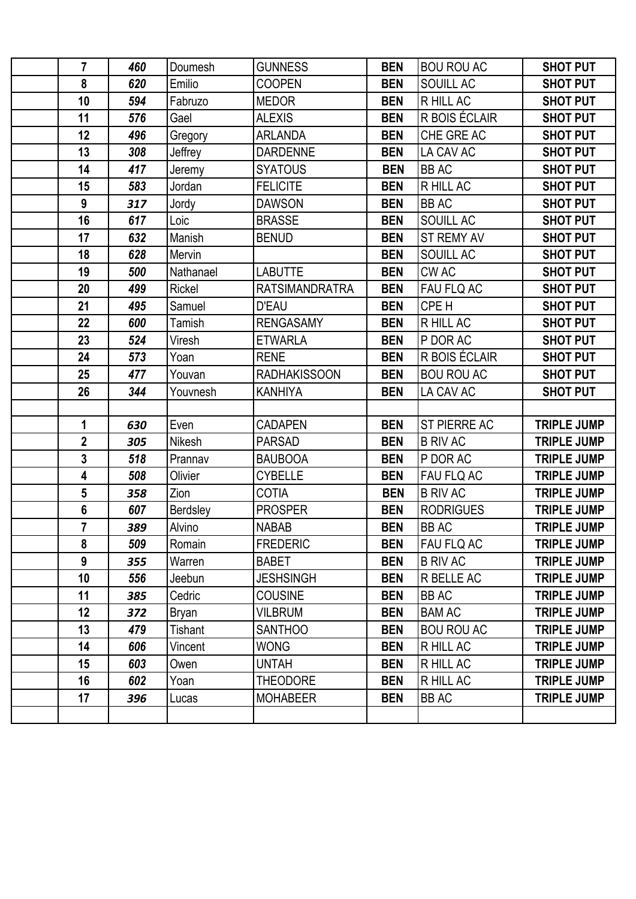| | | | | | | | |
|---|---|---|---|---|---|---|---|
| | 7 | 460 | Doumesh | GUNNESS | BEN | BOU ROU AC | SHOT PUT |
| | 8 | 620 | Emilio | COOPEN | BEN | SOUILL AC | SHOT PUT |
| | 10 | 594 | Fabruzo | MEDOR | BEN | R HILL AC | SHOT PUT |
| | 11 | 576 | Gael | ALEXIS | BEN | R BOIS ÉCLAIR | SHOT PUT |
| | 12 | 496 | Gregory | ARLANDA | BEN | CHE GRE AC | SHOT PUT |
| | 13 | 308 | Jeffrey | DARDENNE | BEN | LA CAV AC | SHOT PUT |
| | 14 | 417 | Jeremy | SYATOUS | BEN | BB AC | SHOT PUT |
| | 15 | 583 | Jordan | FELICITE | BEN | R HILL AC | SHOT PUT |
| | 9 | 317 | Jordy | DAWSON | BEN | BB AC | SHOT PUT |
| | 16 | 617 | Loic | BRASSE | BEN | SOUILL AC | SHOT PUT |
| | 17 | 632 | Manish | BENUD | BEN | ST REMY AV | SHOT PUT |
| | 18 | 628 | Mervin | | BEN | SOUILL AC | SHOT PUT |
| | 19 | 500 | Nathanael | LABUTTE | BEN | CW AC | SHOT PUT |
| | 20 | 499 | Rickel | RATSIMANDRATRA | BEN | FAU FLQ AC | SHOT PUT |
| | 21 | 495 | Samuel | D'EAU | BEN | CPE H | SHOT PUT |
| | 22 | 600 | Tamish | RENGASAMY | BEN | R HILL AC | SHOT PUT |
| | 23 | 524 | Viresh | ETWARLA | BEN | P DOR AC | SHOT PUT |
| | 24 | 573 | Yoan | RENE | BEN | R BOIS ÉCLAIR | SHOT PUT |
| | 25 | 477 | Youvan | RADHAKISSOON | BEN | BOU ROU AC | SHOT PUT |
| | 26 | 344 | Youvnesh | KANHIYA | BEN | LA CAV AC | SHOT PUT |
| | | | | | | | |
| | 1 | 630 | Even | CADAPEN | BEN | ST PIERRE AC | TRIPLE JUMP |
| | 2 | 305 | Nikesh | PARSAD | BEN | B RIV AC | TRIPLE JUMP |
| | 3 | 518 | Prannav | BAUBOOA | BEN | P DOR AC | TRIPLE JUMP |
| | 4 | 508 | Olivier | CYBELLE | BEN | FAU FLQ AC | TRIPLE JUMP |
| | 5 | 358 | Zion | COTIA | BEN | B RIV AC | TRIPLE JUMP |
| | 6 | 607 | Berdsley | PROSPER | BEN | RODRIGUES | TRIPLE JUMP |
| | 7 | 389 | Alvino | NABAB | BEN | BB AC | TRIPLE JUMP |
| | 8 | 509 | Romain | FREDERIC | BEN | FAU FLQ AC | TRIPLE JUMP |
| | 9 | 355 | Warren | BABET | BEN | B RIV AC | TRIPLE JUMP |
| | 10 | 556 | Jeebun | JESHSINGH | BEN | R BELLE AC | TRIPLE JUMP |
| | 11 | 385 | Cedric | COUSINE | BEN | BB AC | TRIPLE JUMP |
| | 12 | 372 | Bryan | VILBRUM | BEN | BAM AC | TRIPLE JUMP |
| | 13 | 479 | Tishant | SANTHOO | BEN | BOU ROU AC | TRIPLE JUMP |
| | 14 | 606 | Vincent | WONG | BEN | R HILL AC | TRIPLE JUMP |
| | 15 | 603 | Owen | UNTAH | BEN | R HILL AC | TRIPLE JUMP |
| | 16 | 602 | Yoan | THEODORE | BEN | R HILL AC | TRIPLE JUMP |
| | 17 | 396 | Lucas | MOHABEER | BEN | BB AC | TRIPLE JUMP |
| | | | | | | | |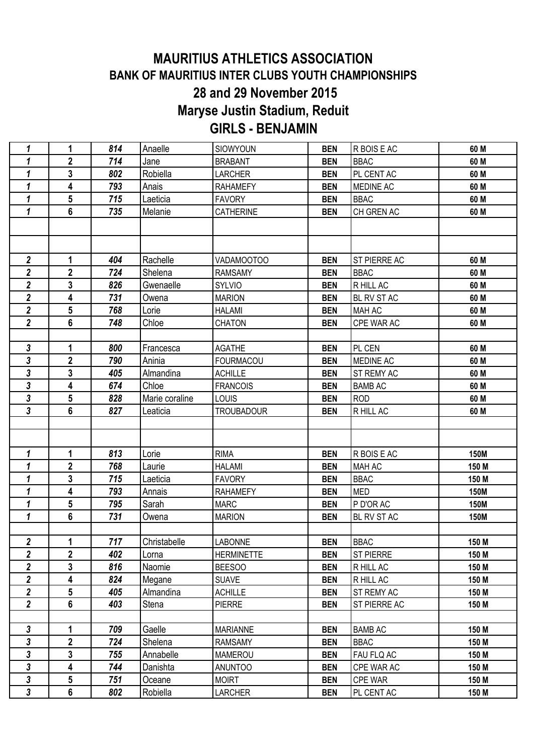# MAURITIUS ATHLETICS ASSOCIATION

## BANK OF MAURITIUS INTER CLUBS YOUTH CHAMPIONSHIPS

## 28 and 29 November 2015

## Maryse Justin Stadium, Reduit

## GIRLS - BENJAMIN

| | | | | | | | |
|---|---|---|---|---|---|---|---|
| *1* | **1** | ***814*** | Anaelle | SIOWYOUN | **BEN** | R BOIS E AC | **60 M** |
| *1* | **2** | ***714*** | Jane | BRABANT | **BEN** | BBAC | **60 M** |
| *1* | **3** | ***802*** | Robiella | LARCHER | **BEN** | PL CENT AC | **60 M** |
| *1* | **4** | ***793*** | Anais | RAHAMEFY | **BEN** | MEDINE AC | **60 M** |
| *1* | **5** | ***715*** | Laeticia | FAVORY | **BEN** | BBAC | **60 M** |
| *1* | **6** | ***735*** | Melanie | CATHERINE | **BEN** | CH GREN AC | **60 M** |
| | | | | | | | |
| | | | | | | | |
| *2* | **1** | ***404*** | Rachelle | VADAMOOTOO | **BEN** | ST PIERRE AC | **60 M** |
| *2* | **2** | ***724*** | Shelena | RAMSAMY | **BEN** | BBAC | **60 M** |
| *2* | **3** | ***826*** | Gwenaelle | SYLVIO | **BEN** | R HILL AC | **60 M** |
| *2* | **4** | ***731*** | Owena | MARION | **BEN** | BL RV ST AC | **60 M** |
| *2* | **5** | ***768*** | Lorie | HALAMI | **BEN** | MAH AC | **60 M** |
| *2* | **6** | ***748*** | Chloe | CHATON | **BEN** | CPE WAR AC | **60 M** |
| | | | | | | | |
| *3* | **1** | ***800*** | Francesca | AGATHE | **BEN** | PL CEN | **60 M** |
| *3* | **2** | ***790*** | Aninia | FOURMACOU | **BEN** | MEDINE AC | **60 M** |
| *3* | **3** | ***405*** | Almandina | ACHILLE | **BEN** | ST REMY AC | **60 M** |
| *3* | **4** | ***674*** | Chloe | FRANCOIS | **BEN** | BAMB AC | **60 M** |
| *3* | **5** | ***828*** | Marie coraline | LOUIS | **BEN** | ROD | **60 M** |
| *3* | **6** | ***827*** | Leaticia | TROUBADOUR | **BEN** | R HILL AC | **60 M** |
| | | | | | | | |
| | | | | | | | |
| *1* | **1** | ***813*** | Lorie | RIMA | **BEN** | R BOIS E AC | **150M** |
| *1* | **2** | ***768*** | Laurie | HALAMI | **BEN** | MAH AC | **150 M** |
| *1* | **3** | ***715*** | Laeticia | FAVORY | **BEN** | BBAC | **150 M** |
| *1* | **4** | ***793*** | Annais | RAHAMEFY | **BEN** | MED | **150M** |
| *1* | **5** | ***795*** | Sarah | MARC | **BEN** | P D'OR AC | **150M** |
| *1* | **6** | ***731*** | Owena | MARION | **BEN** | BL RV ST AC | **150M** |
| | | | | | | | |
| *2* | **1** | ***717*** | Christabelle | LABONNE | **BEN** | BBAC | **150 M** |
| *2* | **2** | ***402*** | Lorna | HERMINETTE | **BEN** | ST PIERRE | **150 M** |
| *2* | **3** | ***816*** | Naomie | BEESOO | **BEN** | R HILL AC | **150 M** |
| *2* | **4** | ***824*** | Megane | SUAVE | **BEN** | R HILL AC | **150 M** |
| *2* | **5** | ***405*** | Almandina | ACHILLE | **BEN** | ST REMY AC | **150 M** |
| *2* | **6** | ***403*** | Stena | PIERRE | **BEN** | ST PIERRE AC | **150 M** |
| | | | | | | | |
| *3* | **1** | ***709*** | Gaelle | MARIANNE | **BEN** | BAMB AC | **150 M** |
| *3* | **2** | ***724*** | Shelena | RAMSAMY | **BEN** | BBAC | **150 M** |
| *3* | **3** | ***755*** | Annabelle | MAMEROU | **BEN** | FAU FLQ AC | **150 M** |
| *3* | **4** | ***744*** | Danishta | ANUNTOO | **BEN** | CPE WAR AC | **150 M** |
| *3* | **5** | ***751*** | Oceane | MOIRT | **BEN** | CPE WAR | **150 M** |
| *3* | **6** | ***802*** | Robiella | LARCHER | **BEN** | PL CENT AC | **150 M** |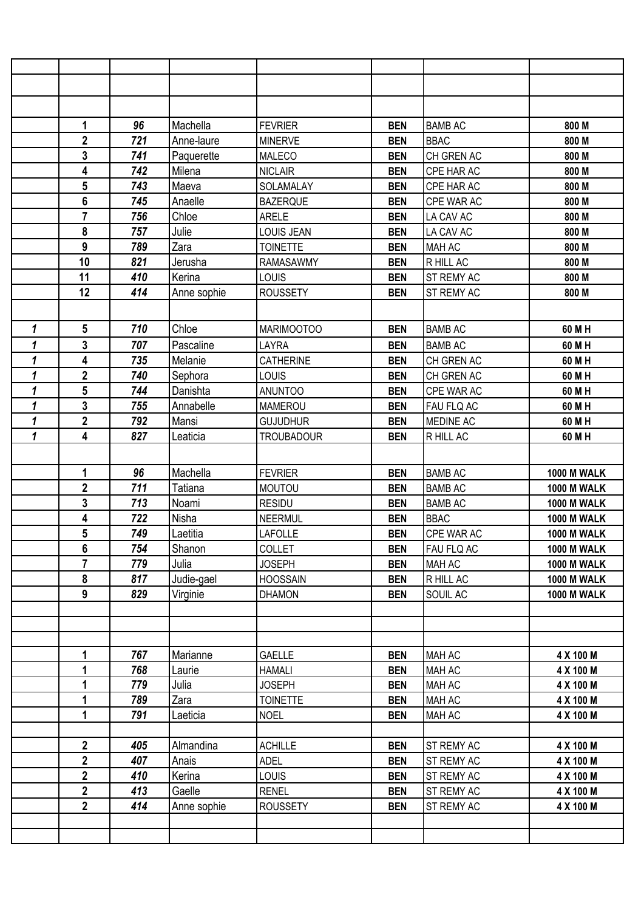| | | | | | | | |
|---|---|---|---|---|---|---|---|
| | | | | | | | |
| | | | | | | | |
| | 1 | 96 | Machella | FEVRIER | BEN | BAMB AC | 800 M |
| | 2 | 721 | Anne-laure | MINERVE | BEN | BBAC | 800 M |
| | 3 | 741 | Paquerette | MALECO | BEN | CH GREN AC | 800 M |
| | 4 | 742 | Milena | NICLAIR | BEN | CPE HAR AC | 800 M |
| | 5 | 743 | Maeva | SOLAMALAY | BEN | CPE HAR AC | 800 M |
| | 6 | 745 | Anaelle | BAZERQUE | BEN | CPE WAR AC | 800 M |
| | 7 | 756 | Chloe | ARELE | BEN | LA CAV AC | 800 M |
| | 8 | 757 | Julie | LOUIS JEAN | BEN | LA CAV AC | 800 M |
| | 9 | 789 | Zara | TOINETTE | BEN | MAH AC | 800 M |
| | 10 | 821 | Jerusha | RAMASAWMY | BEN | R HILL AC | 800 M |
| | 11 | 410 | Kerina | LOUIS | BEN | ST REMY AC | 800 M |
| | 12 | 414 | Anne sophie | ROUSSETY | BEN | ST REMY AC | 800 M |
| | | | | | | | |
| 1 | 5 | 710 | Chloe | MARIMOOTOO | BEN | BAMB AC | 60 M H |
| 1 | 3 | 707 | Pascaline | LAYRA | BEN | BAMB AC | 60 M H |
| 1 | 4 | 735 | Melanie | CATHERINE | BEN | CH GREN AC | 60 M H |
| 1 | 2 | 740 | Sephora | LOUIS | BEN | CH GREN AC | 60 M H |
| 1 | 5 | 744 | Danishta | ANUNTOO | BEN | CPE WAR AC | 60 M H |
| 1 | 3 | 755 | Annabelle | MAMEROU | BEN | FAU FLQ AC | 60 M H |
| 1 | 2 | 792 | Mansi | GUJUDHUR | BEN | MEDINE AC | 60 M H |
| 1 | 4 | 827 | Leaticia | TROUBADOUR | BEN | R HILL AC | 60 M H |
| | | | | | | | |
| | 1 | 96 | Machella | FEVRIER | BEN | BAMB AC | 1000 M WALK |
| | 2 | 711 | Tatiana | MOUTOU | BEN | BAMB AC | 1000 M WALK |
| | 3 | 713 | Noami | RESIDU | BEN | BAMB AC | 1000 M WALK |
| | 4 | 722 | Nisha | NEERMUL | BEN | BBAC | 1000 M WALK |
| | 5 | 749 | Laetitia | LAFOLLE | BEN | CPE WAR AC | 1000 M WALK |
| | 6 | 754 | Shanon | COLLET | BEN | FAU FLQ AC | 1000 M WALK |
| | 7 | 779 | Julia | JOSEPH | BEN | MAH AC | 1000 M WALK |
| | 8 | 817 | Judie-gael | HOOSSAIN | BEN | R HILL AC | 1000 M WALK |
| | 9 | 829 | Virginie | DHAMON | BEN | SOUIL AC | 1000 M WALK |
| | | | | | | | |
| | | | | | | | |
| | | | | | | | |
| | 1 | 767 | Marianne | GAELLE | BEN | MAH AC | 4 X 100 M |
| | 1 | 768 | Laurie | HAMALI | BEN | MAH AC | 4 X 100 M |
| | 1 | 779 | Julia | JOSEPH | BEN | MAH AC | 4 X 100 M |
| | 1 | 789 | Zara | TOINETTE | BEN | MAH AC | 4 X 100 M |
| | 1 | 791 | Laeticia | NOEL | BEN | MAH AC | 4 X 100 M |
| | | | | | | | |
| | 2 | 405 | Almandina | ACHILLE | BEN | ST REMY AC | 4 X 100 M |
| | 2 | 407 | Anais | ADEL | BEN | ST REMY AC | 4 X 100 M |
| | 2 | 410 | Kerina | LOUIS | BEN | ST REMY AC | 4 X 100 M |
| | 2 | 413 | Gaelle | RENEL | BEN | ST REMY AC | 4 X 100 M |
| | 2 | 414 | Anne sophie | ROUSSETY | BEN | ST REMY AC | 4 X 100 M |
| | | | | | | | |
| | | | | | | | |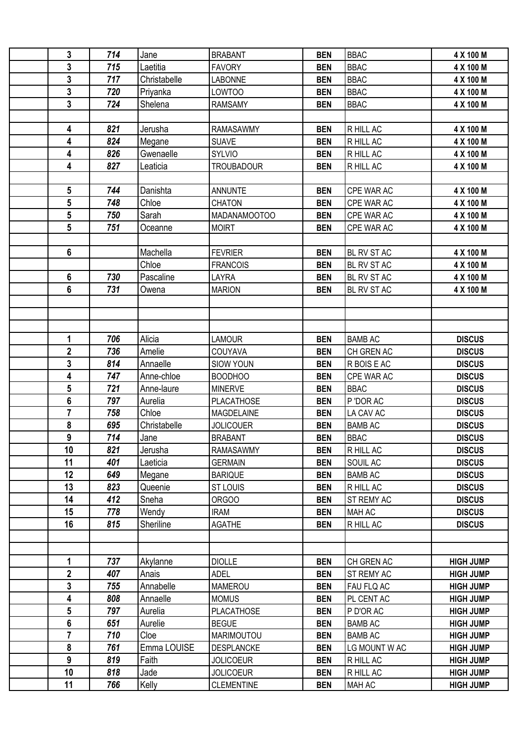| | | | | | | | |
|---|---|---|---|---|---|---|---|
| | 3 | *714* | Jane | BRABANT | **BEN** | BBAC | **4 X 100 M** |
| | 3 | *715* | Laetitia | FAVORY | **BEN** | BBAC | **4 X 100 M** |
| | 3 | *717* | Christabelle | LABONNE | **BEN** | BBAC | **4 X 100 M** |
| | 3 | *720* | Priyanka | LOWTOO | **BEN** | BBAC | **4 X 100 M** |
| | 3 | *724* | Shelena | RAMSAMY | **BEN** | BBAC | **4 X 100 M** |
| | | | | | | | |
| | 4 | *821* | Jerusha | RAMASAWMY | **BEN** | R HILL AC | **4 X 100 M** |
| | 4 | *824* | Megane | SUAVE | **BEN** | R HILL AC | **4 X 100 M** |
| | 4 | *826* | Gwenaelle | SYLVIO | **BEN** | R HILL AC | **4 X 100 M** |
| | 4 | *827* | Leaticia | TROUBADOUR | **BEN** | R HILL AC | **4 X 100 M** |
| | | | | | | | |
| | 5 | *744* | Danishta | ANNUNTE | **BEN** | CPE WAR AC | **4 X 100 M** |
| | 5 | *748* | Chloe | CHATON | **BEN** | CPE WAR AC | **4 X 100 M** |
| | 5 | *750* | Sarah | MADANAMOOTOO | **BEN** | CPE WAR AC | **4 X 100 M** |
| | 5 | *751* | Oceanne | MOIRT | **BEN** | CPE WAR AC | **4 X 100 M** |
| | | | | | | | |
| | 6 | | Machella | FEVRIER | **BEN** | BL RV ST AC | **4 X 100 M** |
| | | | Chloe | FRANCOIS | **BEN** | BL RV ST AC | **4 X 100 M** |
| | 6 | *730* | Pascaline | LAYRA | **BEN** | BL RV ST AC | **4 X 100 M** |
| | 6 | *731* | Owena | MARION | **BEN** | BL RV ST AC | **4 X 100 M** |
| | | | | | | | |
| | | | | | | | |
| | | | | | | | |
| | 1 | *706* | Alicia | LAMOUR | **BEN** | BAMB AC | **DISCUS** |
| | 2 | *736* | Amelie | COUYAVA | **BEN** | CH GREN AC | **DISCUS** |
| | 3 | *814* | Annaelle | SIOW YOUN | **BEN** | R BOIS E AC | **DISCUS** |
| | 4 | *747* | Anne-chloe | BOODHOO | **BEN** | CPE WAR AC | **DISCUS** |
| | 5 | *721* | Anne-laure | MINERVE | **BEN** | BBAC | **DISCUS** |
| | 6 | *797* | Aurelia | PLACATHOSE | **BEN** | P 'DOR AC | **DISCUS** |
| | 7 | *758* | Chloe | MAGDELAINE | **BEN** | LA CAV AC | **DISCUS** |
| | 8 | *695* | Christabelle | JOLICOUER | **BEN** | BAMB AC | **DISCUS** |
| | 9 | *714* | Jane | BRABANT | **BEN** | BBAC | **DISCUS** |
| | 10 | *821* | Jerusha | RAMASAWMY | **BEN** | R HILL AC | **DISCUS** |
| | 11 | *401* | Laeticia | GERMAIN | **BEN** | SOUIL AC | **DISCUS** |
| | 12 | *649* | Megane | BARIQUE | **BEN** | BAMB AC | **DISCUS** |
| | 13 | *823* | Queenie | ST LOUIS | **BEN** | R HILL AC | **DISCUS** |
| | 14 | *412* | Sneha | ORGOO | **BEN** | ST REMY AC | **DISCUS** |
| | 15 | *778* | Wendy | IRAM | **BEN** | MAH AC | **DISCUS** |
| | 16 | *815* | Sheriline | AGATHE | **BEN** | R HILL AC | **DISCUS** |
| | | | | | | | |
| | | | | | | | |
| | 1 | *737* | Akylanne | DIOLLE | **BEN** | CH GREN AC | **HIGH JUMP** |
| | 2 | *407* | Anais | ADEL | **BEN** | ST REMY AC | **HIGH JUMP** |
| | 3 | *755* | Annabelle | MAMEROU | **BEN** | FAU FLQ AC | **HIGH JUMP** |
| | 4 | *808* | Annaelle | MOMUS | **BEN** | PL CENT AC | **HIGH JUMP** |
| | 5 | *797* | Aurelia | PLACATHOSE | **BEN** | P D'OR AC | **HIGH JUMP** |
| | 6 | *651* | Aurelie | BEGUE | **BEN** | BAMB AC | **HIGH JUMP** |
| | 7 | *710* | Cloe | MARIMOUTOU | **BEN** | BAMB AC | **HIGH JUMP** |
| | 8 | *761* | Emma LOUISE | DESPLANCKE | **BEN** | LG MOUNT W AC | **HIGH JUMP** |
| | 9 | *819* | Faith | JOLICOEUR | **BEN** | R HILL AC | **HIGH JUMP** |
| | 10 | *818* | Jade | JOLICOEUR | **BEN** | R HILL AC | **HIGH JUMP** |
| | 11 | *766* | Kelly | CLEMENTINE | **BEN** | MAH AC | **HIGH JUMP** |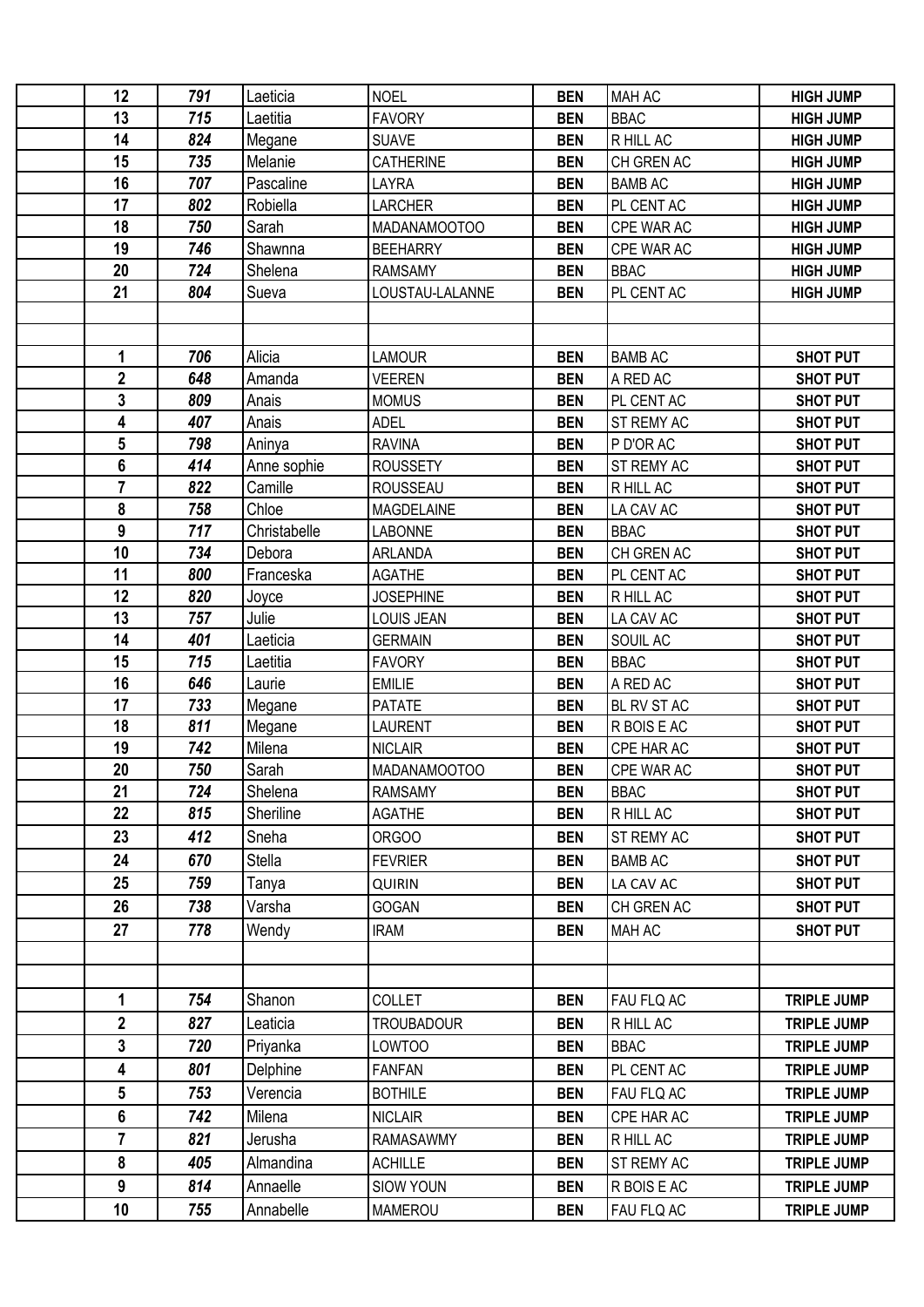| | | | | | | | |
|---|---|---|---|---|---|---|---|
| | 12 | 791 | Laeticia | NOEL | BEN | MAH AC | HIGH JUMP |
| | 13 | 715 | Laetitia | FAVORY | BEN | BBAC | HIGH JUMP |
| | 14 | 824 | Megane | SUAVE | BEN | R HILL AC | HIGH JUMP |
| | 15 | 735 | Melanie | CATHERINE | BEN | CH GREN AC | HIGH JUMP |
| | 16 | 707 | Pascaline | LAYRA | BEN | BAMB AC | HIGH JUMP |
| | 17 | 802 | Robiella | LARCHER | BEN | PL CENT AC | HIGH JUMP |
| | 18 | 750 | Sarah | MADANAMOOTOO | BEN | CPE WAR AC | HIGH JUMP |
| | 19 | 746 | Shawnna | BEEHARRY | BEN | CPE WAR AC | HIGH JUMP |
| | 20 | 724 | Shelena | RAMSAMY | BEN | BBAC | HIGH JUMP |
| | 21 | 804 | Sueva | LOUSTAU-LALANNE | BEN | PL CENT AC | HIGH JUMP |
| | | | | | | | |
| | | | | | | | |
| | 1 | 706 | Alicia | LAMOUR | BEN | BAMB AC | SHOT PUT |
| | 2 | 648 | Amanda | VEEREN | BEN | A RED AC | SHOT PUT |
| | 3 | 809 | Anais | MOMUS | BEN | PL CENT AC | SHOT PUT |
| | 4 | 407 | Anais | ADEL | BEN | ST REMY AC | SHOT PUT |
| | 5 | 798 | Aninya | RAVINA | BEN | P D'OR AC | SHOT PUT |
| | 6 | 414 | Anne sophie | ROUSSETY | BEN | ST REMY AC | SHOT PUT |
| | 7 | 822 | Camille | ROUSSEAU | BEN | R HILL AC | SHOT PUT |
| | 8 | 758 | Chloe | MAGDELAINE | BEN | LA CAV AC | SHOT PUT |
| | 9 | 717 | Christabelle | LABONNE | BEN | BBAC | SHOT PUT |
| | 10 | 734 | Debora | ARLANDA | BEN | CH GREN AC | SHOT PUT |
| | 11 | 800 | Franceska | AGATHE | BEN | PL CENT AC | SHOT PUT |
| | 12 | 820 | Joyce | JOSEPHINE | BEN | R HILL AC | SHOT PUT |
| | 13 | 757 | Julie | LOUIS JEAN | BEN | LA CAV AC | SHOT PUT |
| | 14 | 401 | Laeticia | GERMAIN | BEN | SOUIL AC | SHOT PUT |
| | 15 | 715 | Laetitia | FAVORY | BEN | BBAC | SHOT PUT |
| | 16 | 646 | Laurie | EMILIE | BEN | A RED AC | SHOT PUT |
| | 17 | 733 | Megane | PATATE | BEN | BL RV ST AC | SHOT PUT |
| | 18 | 811 | Megane | LAURENT | BEN | R BOIS E AC | SHOT PUT |
| | 19 | 742 | Milena | NICLAIR | BEN | CPE HAR AC | SHOT PUT |
| | 20 | 750 | Sarah | MADANAMOOTOO | BEN | CPE WAR AC | SHOT PUT |
| | 21 | 724 | Shelena | RAMSAMY | BEN | BBAC | SHOT PUT |
| | 22 | 815 | Sheriline | AGATHE | BEN | R HILL AC | SHOT PUT |
| | 23 | 412 | Sneha | ORGOO | BEN | ST REMY AC | SHOT PUT |
| | 24 | 670 | Stella | FEVRIER | BEN | BAMB AC | SHOT PUT |
| | 25 | 759 | Tanya | QUIRIN | BEN | LA CAV AC | SHOT PUT |
| | 26 | 738 | Varsha | GOGAN | BEN | CH GREN AC | SHOT PUT |
| | 27 | 778 | Wendy | IRAM | BEN | MAH AC | SHOT PUT |
| | | | | | | | |
| | | | | | | | |
| | 1 | 754 | Shanon | COLLET | BEN | FAU FLQ AC | TRIPLE JUMP |
| | 2 | 827 | Leaticia | TROUBADOUR | BEN | R HILL AC | TRIPLE JUMP |
| | 3 | 720 | Priyanka | LOWTOO | BEN | BBAC | TRIPLE JUMP |
| | 4 | 801 | Delphine | FANFAN | BEN | PL CENT AC | TRIPLE JUMP |
| | 5 | 753 | Verencia | BOTHILE | BEN | FAU FLQ AC | TRIPLE JUMP |
| | 6 | 742 | Milena | NICLAIR | BEN | CPE HAR AC | TRIPLE JUMP |
| | 7 | 821 | Jerusha | RAMASAWMY | BEN | R HILL AC | TRIPLE JUMP |
| | 8 | 405 | Almandina | ACHILLE | BEN | ST REMY AC | TRIPLE JUMP |
| | 9 | 814 | Annaelle | SIOW YOUN | BEN | R BOIS E AC | TRIPLE JUMP |
| | 10 | 755 | Annabelle | MAMEROU | BEN | FAU FLQ AC | TRIPLE JUMP |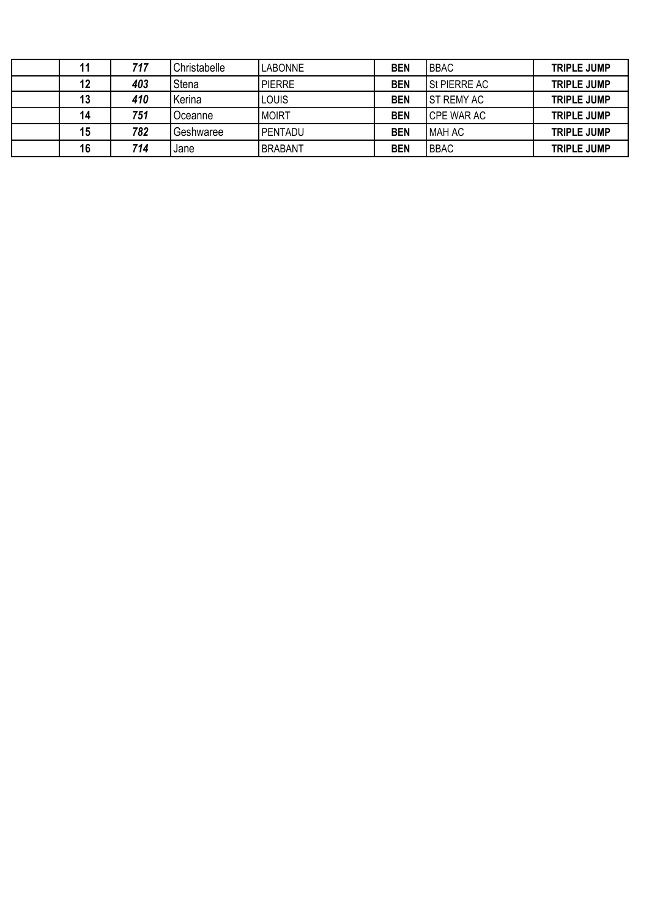| | | | | | | | |
|---|---|---|---|---|---|---|---|
| | **11** | ***717*** | Christabelle | LABONNE | **BEN** | BBAC | **TRIPLE JUMP** |
| | **12** | ***403*** | Stena | PIERRE | **BEN** | St PIERRE AC | **TRIPLE JUMP** |
| | **13** | ***410*** | Kerina | LOUIS | **BEN** | ST REMY AC | **TRIPLE JUMP** |
| | **14** | ***751*** | Oceanne | MOIRT | **BEN** | CPE WAR AC | **TRIPLE JUMP** |
| | **15** | ***782*** | Geshwaree | PENTADU | **BEN** | MAH AC | **TRIPLE JUMP** |
| | **16** | ***714*** | Jane | BRABANT | **BEN** | BBAC | **TRIPLE JUMP** |